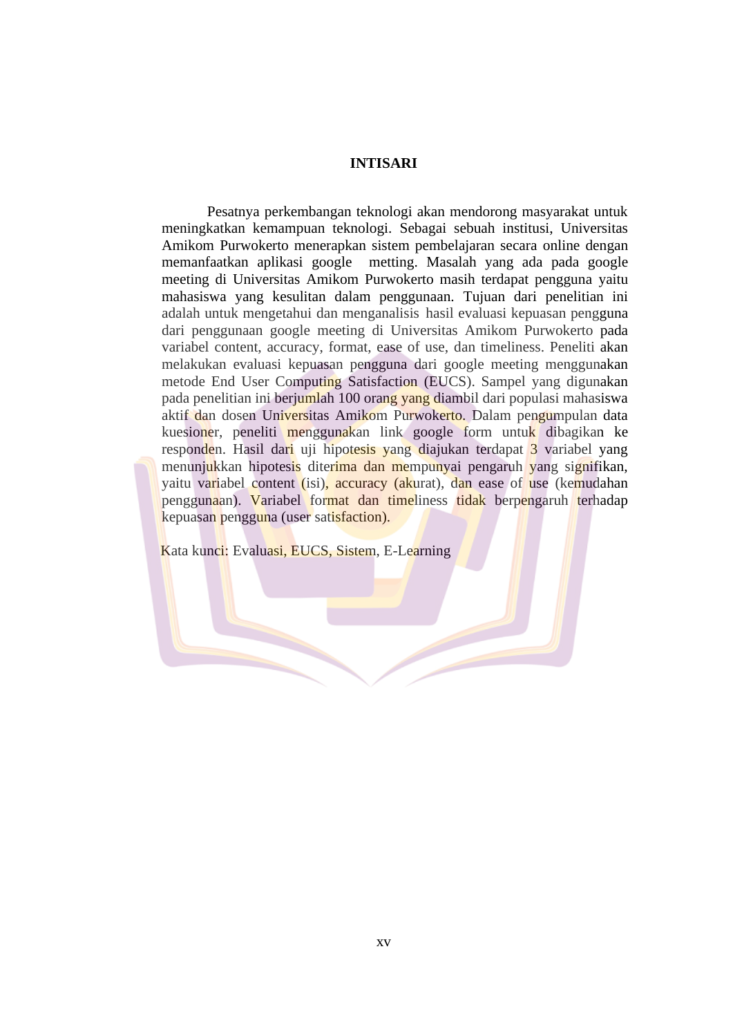# INTISARI

Pesatnya perkembangan teknologi akan mendorong masyarakat untuk meningkatkan kemampuan teknologi. Sebagai sebuah institusi, Universitas Amikom Purwokerto menerapkan sistem pembelajaran secara online dengan memanfaatkan aplikasi google metting. Masalah yang ada pada google meeting di Universitas Amikom Purwokerto masih terdapat pengguna yaitu mahasiswa yang kesulitan dalam penggunaan. Tujuan dari penelitian ini adalah untuk mengetahui dan menganalisis hasil evaluasi kepuasan pengguna dari penggunaan google meeting di Universitas Amikom Purwokerto pada variabel content, accuracy, format, ease of use, dan timeliness. Peneliti akan melakukan evaluasi kepuasan pengguna dari google meeting menggunakan metode End User Computing Satisfaction (EUCS). Sampel yang digunakan pada penelitian ini berjumlah 100 orang yang diambil dari populasi mahasiswa aktif dan dosen Universitas Amikom Purwokerto. Dalam pengumpulan data kuesioner, peneliti menggunakan link google form untuk dibagikan ke responden. Hasil dari uji hipotesis yang diajukan terdapat 3 variabel yang menunjukkan hipotesis diterima dan mempunyai pengaruh yang signifikan, yaitu variabel content (isi), accuracy (akurat), dan ease of use (kemudahan penggunaan). Variabel format dan timeliness tidak berpengaruh terhadap kepuasan pengguna (user satisfaction).

Kata kunci: Evaluasi, EUCS, Sistem, E-Learning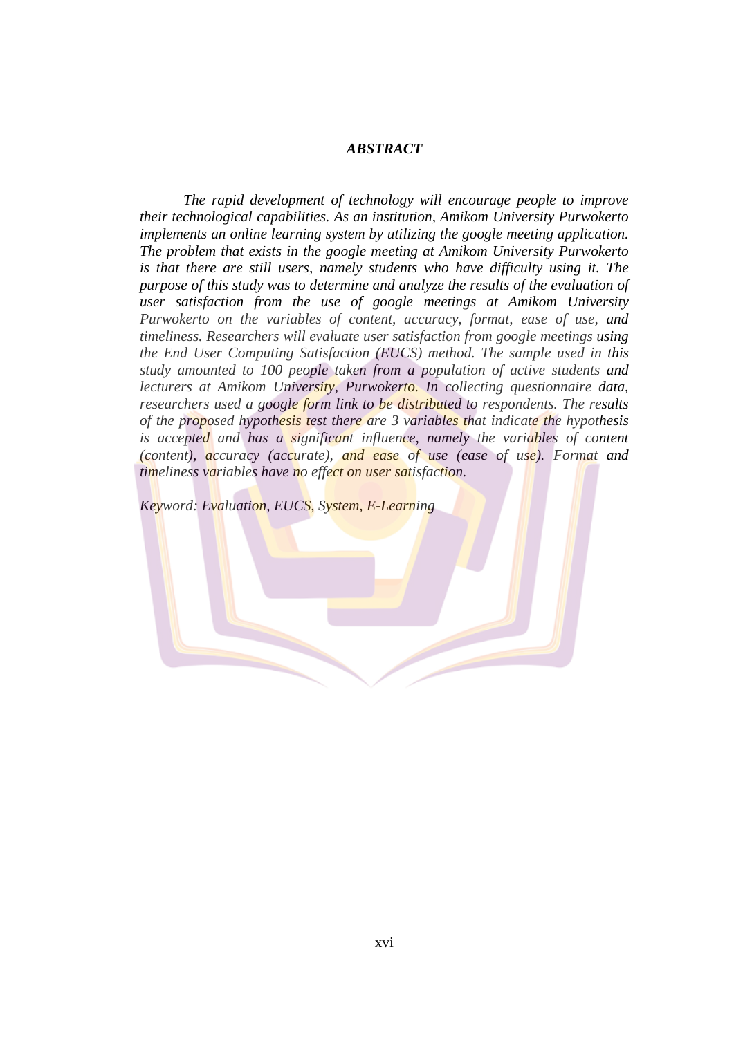# *ABSTRACT*

*The rapid development of technology will encourage people to improve their technological capabilities. As an institution, Amikom University Purwokerto implements an online learning system by utilizing the google meeting application. The problem that exists in the google meeting at Amikom University Purwokerto is that there are still users, namely students who have difficulty using it. The purpose of this study was to determine and analyze the results of the evaluation of user satisfaction from the use of google meetings at Amikom University Purwokerto on the variables of content, accuracy, format, ease of use, and timeliness. Researchers will evaluate user satisfaction from google meetings using the End User Computing Satisfaction (EUCS) method. The sample used in this study amounted to 100 people taken from a population of active students and lecturers at Amikom University, Purwokerto. In collecting questionnaire data, researchers used a google form link to be distributed to respondents. The results of the proposed hypothesis test there are 3 variables that indicate the hypothesis is accepted and has a significant influence, namely the variables of content (content), accuracy (accurate), and ease of use (ease of use). Format and timeliness variables have no effect on user satisfaction.*

*Keyword: Evaluation, EUCS, System, E-Learning*